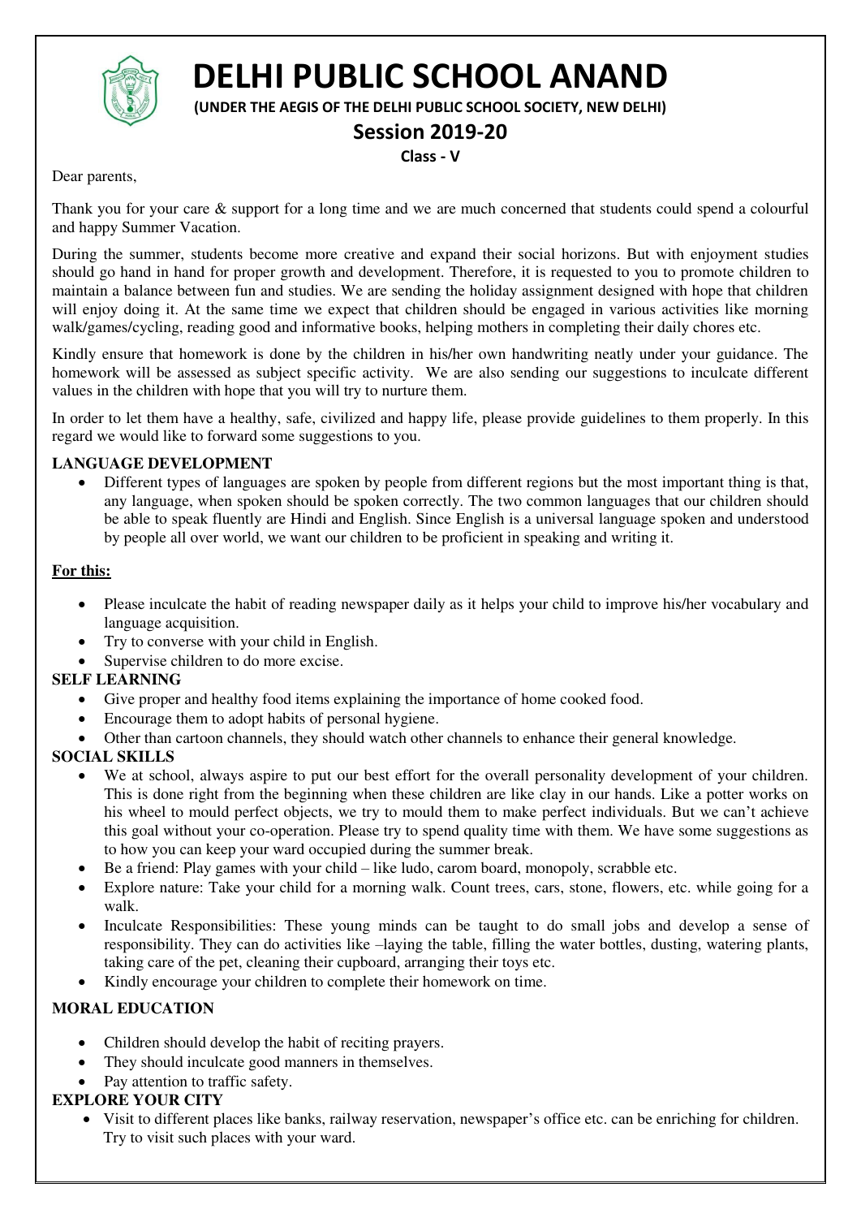# DELHI PUBLIC SCHOOL ANAND

**(UNDER THE AEGIS OF THE DELHI PUBLIC SCHOOL SOCIETY, NEW DELHI)**

## Session 2019-20

**Class - V**

Dear parents,

Thank you for your care & support for a long time and we are much concerned that students could spend a colourful and happy Summer Vacation.

During the summer, students become more creative and expand their social horizons. But with enjoyment studies should go hand in hand for proper growth and development. Therefore, it is requested to you to promote children to maintain a balance between fun and studies. We are sending the holiday assignment designed with hope that children will enjoy doing it. At the same time we expect that children should be engaged in various activities like morning walk/games/cycling, reading good and informative books, helping mothers in completing their daily chores etc.

Kindly ensure that homework is done by the children in his/her own handwriting neatly under your guidance. The homework will be assessed as subject specific activity. We are also sending our suggestions to inculcate different values in the children with hope that you will try to nurture them.

In order to let them have a healthy, safe, civilized and happy life, please provide guidelines to them properly. In this regard we would like to forward some suggestions to you.

**LANGUAGE DEVELOPMENT**

- Different types of languages are spoken by people from different regions but the most important thing is that, any language, when spoken should be spoken correctly. The two common languages that our children should be able to speak fluently are Hindi and English. Since English is a universal language spoken and understood by people all over world, we want our children to be proficient in speaking and writing it.

**For this:**

- Please inculcate the habit of reading newspaper daily as it helps your child to improve his/her vocabulary and language acquisition.
- Try to converse with your child in English.
- Supervise children to do more excise.

**SELF LEARNING**

- Give proper and healthy food items explaining the importance of home cooked food.
- Encourage them to adopt habits of personal hygiene.
- Other than cartoon channels, they should watch other channels to enhance their general knowledge.

**SOCIAL SKILLS**

- We at school, always aspire to put our best effort for the overall personality development of your children. This is done right from the beginning when these children are like clay in our hands. Like a potter works on his wheel to mould perfect objects, we try to mould them to make perfect individuals. But we can't achieve this goal without your co-operation. Please try to spend quality time with them. We have some suggestions as to how you can keep your ward occupied during the summer break.
- Be a friend: Play games with your child – like ludo, carom board, monopoly, scrabble etc.
- Explore nature: Take your child for a morning walk. Count trees, cars, stone, flowers, etc. while going for a walk.
- Inculcate Responsibilities: These young minds can be taught to do small jobs and develop a sense of responsibility. They can do activities like –laying the table, filling the water bottles, dusting, watering plants, taking care of the pet, cleaning their cupboard, arranging their toys etc.
- Kindly encourage your children to complete their homework on time.

**MORAL EDUCATION**

- Children should develop the habit of reciting prayers.
- They should inculcate good manners in themselves.
- Pay attention to traffic safety.

**EXPLORE YOUR CITY**

- Visit to different places like banks, railway reservation, newspaper's office etc. can be enriching for children. Try to visit such places with your ward.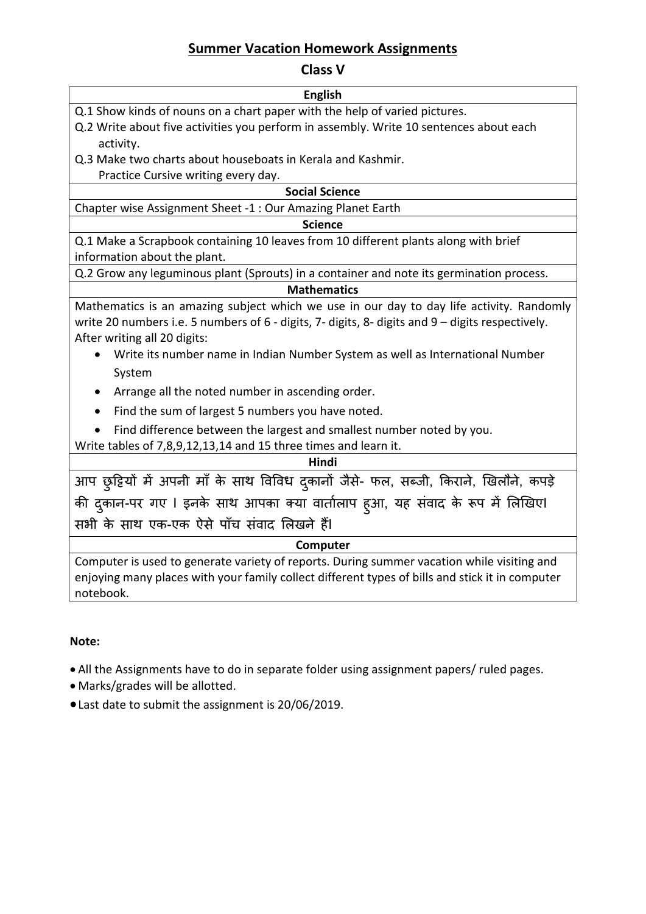# Summer Vacation Homework Assignments

## Class V

| English |
|---|
| Q.1 Show kinds of nouns on a chart paper with the help of varied pictures.<br>Q.2 Write about five activities you perform in assembly. Write 10 sentences about each activity.<br>Q.3 Make two charts about houseboats in Kerala and Kashmir.<br>Practice Cursive writing every day. |
| **Social Science** |
| Chapter wise Assignment Sheet -1 : Our Amazing Planet Earth |
| **Science** |
| Q.1 Make a Scrapbook containing 10 leaves from 10 different plants along with brief information about the plant. |
| Q.2 Grow any leguminous plant (Sprouts) in a container and note its germination process. |
| **Mathematics** |
| Mathematics is an amazing subject which we use in our day to day life activity. Randomly write 20 numbers i.e. 5 numbers of 6 - digits, 7- digits, 8- digits and 9 – digits respectively. After writing all 20 digits:<br>• Write its number name in Indian Number System as well as International Number System<br>• Arrange all the noted number in ascending order.<br>• Find the sum of largest 5 numbers you have noted.<br>• Find difference between the largest and smallest number noted by you.<br>Write tables of 7,8,9,12,13,14 and 15 three times and learn it. |
| **Hindi** |
| आप छुट्टियों में अपनी माँ के साथ विविध दुकानों जैसे- फल, सब्जी, किराने, खिलौने, कपड़े की दुकान-पर गए । इनके साथ आपका क्या वार्तालाप हुआ, यह संवाद के रूप में लिखिए। सभी के साथ एक-एक ऐसे पाँच संवाद लिखने हैं। |
| **Computer** |
| Computer is used to generate variety of reports. During summer vacation while visiting and enjoying many places with your family collect different types of bills and stick it in computer notebook. |

**Note:**

- All the Assignments have to do in separate folder using assignment papers/ ruled pages.
- Marks/grades will be allotted.
- Last date to submit the assignment is 20/06/2019.